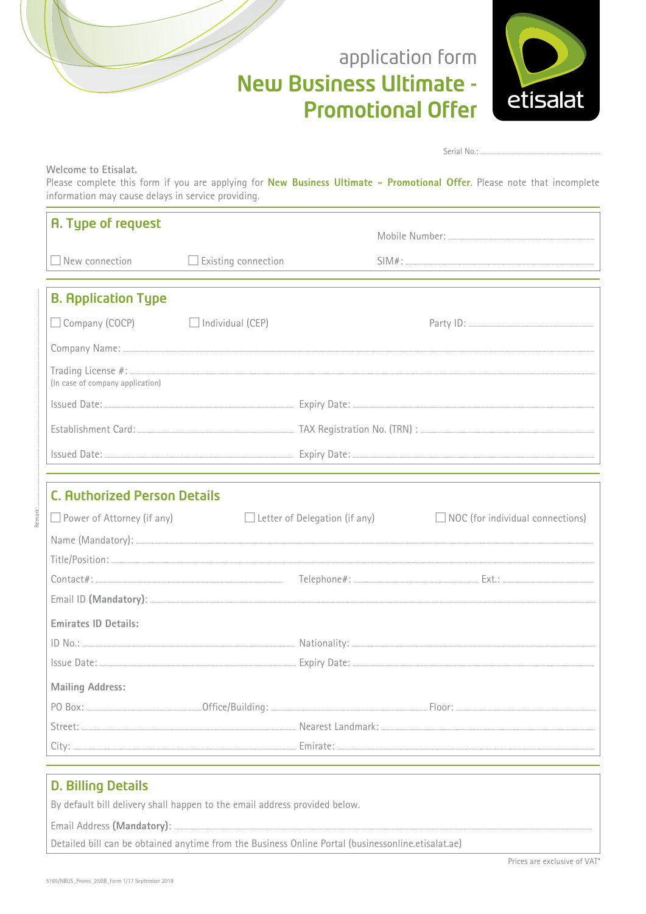application form

# New Business Ultimate - Promotional Offer

etisalat

Serial No.: ....................

**Welcome to Etisalat.**
Please complete this form if you are applying for **New Business Ultimate – Promotional Offer**. Please note that incomplete information may cause delays in service providing.

## A. Type of request

Mobile Number: ....................

☐ New connection ☐ Existing connection SIM#: ....................

## B. Application Type

☐ Company (COCP) ☐ Individual (CEP) Party ID: ....................

Company Name: ....................

Trading License #: ....................
(In case of company application)

Issued Date: .................... Expiry Date: ....................

Establishment Card: .................... TAX Registration No. (TRN) : ....................

Issued Date: .................... Expiry Date: ....................

## C. Authorized Person Details

☐ Power of Attorney (if any) ☐ Letter of Delegation (if any) ☐ NOC (for individual connections)

Name (Mandatory): ....................

Title/Position: ....................

Contact#: .................... Telephone#: .................... Ext.: ....................

Email ID **(Mandatory)**: ....................

**Emirates ID Details:**

ID No.: .................... Nationality: ....................

Issue Date: .................... Expiry Date: ....................

**Mailing Address:**

PO Box: .................... Office/Building: .................... Floor: ....................

Street: .................... Nearest Landmark: ....................

City: .................... Emirate: ....................

## D. Billing Details

By default bill delivery shall happen to the email address provided below.

Email Address **(Mandatory)**: ....................

Detailed bill can be obtained anytime from the Business Online Portal (businessonline.etisalat.ae)

Prices are exclusive of VAT*

Remark: ....................

5165/NBUS_Promo_25GB_Form 1/17 September 2018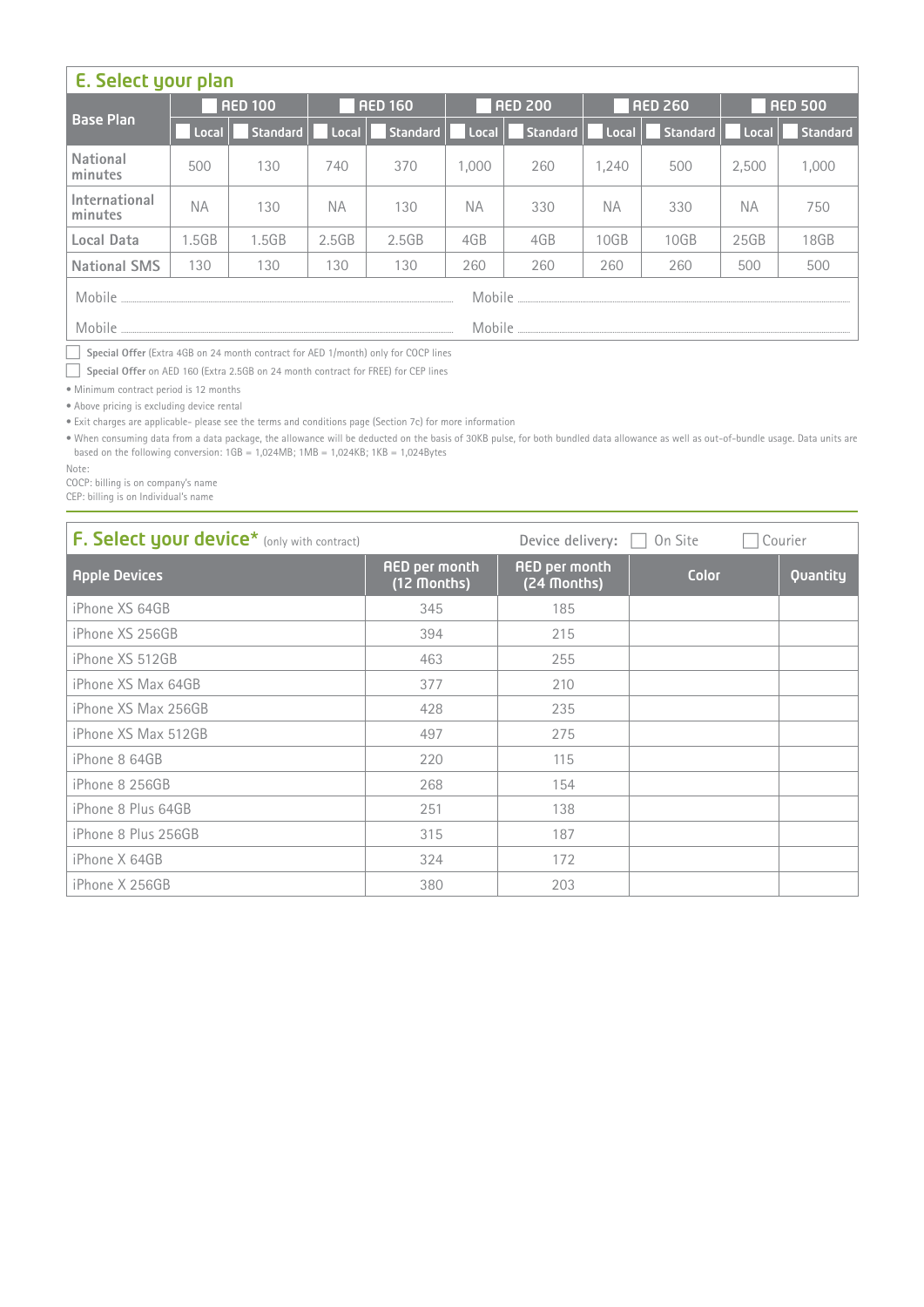## E. Select your plan

| Base Plan | AED 100 | | AED 160 | | AED 200 | | AED 260 | | AED 500 | |
|---|---|---|---|---|---|---|---|---|---|---|
| | Local | Standard | Local | Standard | Local | Standard | Local | Standard | Local | Standard |
| National minutes | 500 | 130 | 740 | 370 | 1,000 | 260 | 1,240 | 500 | 2,500 | 1,000 |
| International minutes | NA | 130 | NA | 130 | NA | 330 | NA | 330 | NA | 750 |
| Local Data | 1.5GB | 1.5GB | 2.5GB | 2.5GB | 4GB | 4GB | 10GB | 10GB | 25GB | 18GB |
| National SMS | 130 | 130 | 130 | 130 | 260 | 260 | 260 | 260 | 500 | 500 |

Mobile ........................................ Mobile ........................................

Mobile ........................................ Mobile ........................................

☐ **Special Offer** (Extra 4GB on 24 month contract for AED 1/month) only for COCP lines

☐ **Special Offer** on AED 160 (Extra 2.5GB on 24 month contract for FREE) for CEP lines

- Minimum contract period is 12 months
- Above pricing is excluding device rental
- Exit charges are applicable- please see the terms and conditions page (Section 7c) for more information
- When consuming data from a data package, the allowance will be deducted on the basis of 30KB pulse, for both bundled data allowance as well as out-of-bundle usage. Data units are based on the following conversion: 1GB = 1,024MB; 1MB = 1,024KB; 1KB = 1,024Bytes

Note:
COCP: billing is on company's name
CEP: billing is on Individual's name

## F. Select your device* (only with contract)

Device delivery: ☐ On Site ☐ Courier

| Apple Devices | AED per month (12 Months) | AED per month (24 Months) | Color | Quantity |
|---|---|---|---|---|
| iPhone XS 64GB | 345 | 185 | | |
| iPhone XS 256GB | 394 | 215 | | |
| iPhone XS 512GB | 463 | 255 | | |
| iPhone XS Max 64GB | 377 | 210 | | |
| iPhone XS Max 256GB | 428 | 235 | | |
| iPhone XS Max 512GB | 497 | 275 | | |
| iPhone 8 64GB | 220 | 115 | | |
| iPhone 8 256GB | 268 | 154 | | |
| iPhone 8 Plus 64GB | 251 | 138 | | |
| iPhone 8 Plus 256GB | 315 | 187 | | |
| iPhone X 64GB | 324 | 172 | | |
| iPhone X 256GB | 380 | 203 | | |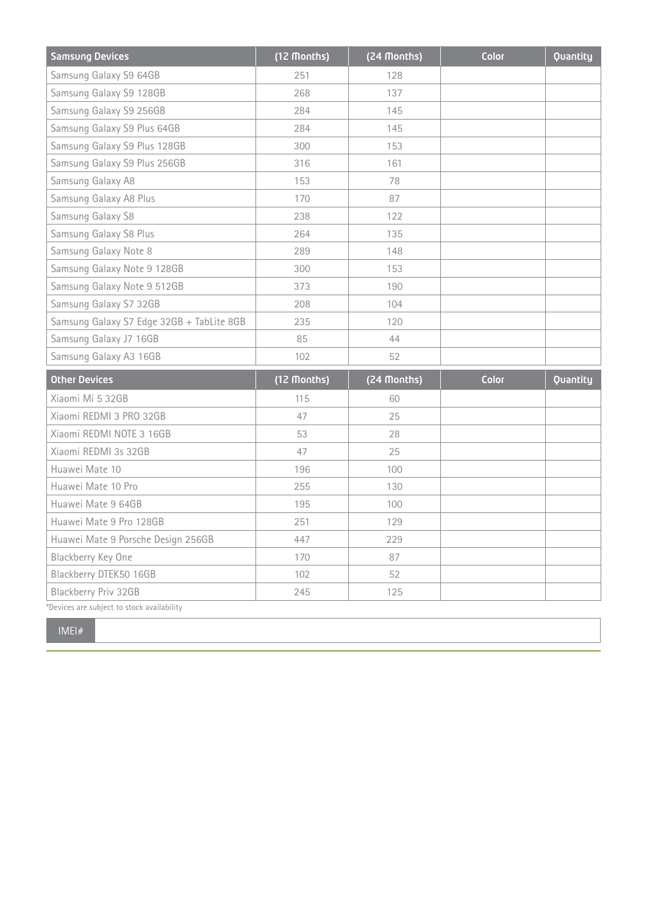| Samsung Devices | (12 Months) | (24 Months) | Color | Quantity |
| --- | --- | --- | --- | --- |
| Samsung Galaxy S9 64GB | 251 | 128 | | |
| Samsung Galaxy S9 128GB | 268 | 137 | | |
| Samsung Galaxy S9 256GB | 284 | 145 | | |
| Samsung Galaxy S9 Plus 64GB | 284 | 145 | | |
| Samsung Galaxy S9 Plus 128GB | 300 | 153 | | |
| Samsung Galaxy S9 Plus 256GB | 316 | 161 | | |
| Samsung Galaxy A8 | 153 | 78 | | |
| Samsung Galaxy A8 Plus | 170 | 87 | | |
| Samsung Galaxy S8 | 238 | 122 | | |
| Samsung Galaxy S8 Plus | 264 | 135 | | |
| Samsung Galaxy Note 8 | 289 | 148 | | |
| Samsung Galaxy Note 9 128GB | 300 | 153 | | |
| Samsung Galaxy Note 9 512GB | 373 | 190 | | |
| Samsung Galaxy S7 32GB | 208 | 104 | | |
| Samsung Galaxy S7 Edge 32GB + TabLite 8GB | 235 | 120 | | |
| Samsung Galaxy J7 16GB | 85 | 44 | | |
| Samsung Galaxy A3 16GB | 102 | 52 | | |

| Other Devices | (12 Months) | (24 Months) | Color | Quantity |
| --- | --- | --- | --- | --- |
| Xiaomi Mi 5 32GB | 115 | 60 | | |
| Xiaomi REDMI 3 PRO 32GB | 47 | 25 | | |
| Xiaomi REDMI NOTE 3 16GB | 53 | 28 | | |
| Xiaomi REDMI 3s 32GB | 47 | 25 | | |
| Huawei Mate 10 | 196 | 100 | | |
| Huawei Mate 10 Pro | 255 | 130 | | |
| Huawei Mate 9 64GB | 195 | 100 | | |
| Huawei Mate 9 Pro 128GB | 251 | 129 | | |
| Huawei Mate 9 Porsche Design 256GB | 447 | 229 | | |
| Blackberry Key One | 170 | 87 | | |
| Blackberry DTEK50 16GB | 102 | 52 | | |
| Blackberry Priv 32GB | 245 | 125 | | |

*Devices are subject to stock availability

| IMEI# | |
| --- | --- |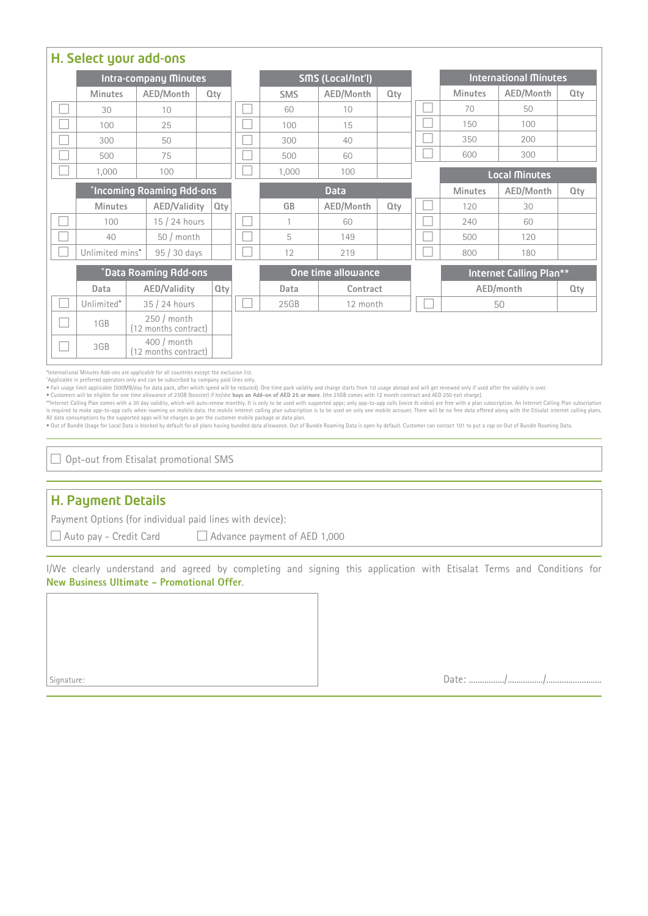## H. Select your add-ons

| | Intra-company Minutes | | |
|---|---|---|---|
| | Minutes | AED/Month | Qty |
| ☐ | 30 | 10 | |
| ☐ | 100 | 25 | |
| ☐ | 300 | 50 | |
| ☐ | 500 | 75 | |
| ☐ | 1,000 | 100 | |

| | SMS (Local/Int'l) | | |
|---|---|---|---|
| | SMS | AED/Month | Qty |
| ☐ | 60 | 10 | |
| ☐ | 100 | 15 | |
| ☐ | 300 | 40 | |
| ☐ | 500 | 60 | |
| ☐ | 1,000 | 100 | |

| | International Minutes | | |
|---|---|---|---|
| | Minutes | AED/Month | Qty |
| ☐ | 70 | 50 | |
| ☐ | 150 | 100 | |
| ☐ | 350 | 200 | |
| ☐ | 600 | 300 | |

| | ˚Incoming Roaming Add-ons | | |
|---|---|---|---|
| | Minutes | AED/Validity | Qty |
| ☐ | 100 | 15 / 24 hours | |
| ☐ | 40 | 50 / month | |
| ☐ | Unlimited mins• | 95 / 30 days | |

| | Data | | |
|---|---|---|---|
| | GB | AED/Month | Qty |
| ☐ | 1 | 60 | |
| ☐ | 5 | 149 | |
| ☐ | 12 | 219 | |

| | Local Minutes | | |
|---|---|---|---|
| | Minutes | AED/Month | Qty |
| ☐ | 120 | 30 | |
| ☐ | 240 | 60 | |
| ☐ | 500 | 120 | |
| ☐ | 800 | 180 | |

| | ˚Data Roaming Add-ons | | |
|---|---|---|---|
| | Data | AED/Validity | Qty |
| ☐ | Unlimited• | 35 / 24 hours | |
| ☐ | 1GB | 250 / month (12 months contract) | |
| ☐ | 3GB | 400 / month (12 months contract) | |

| | One time allowance | |
|---|---|---|
| | Data | Contract |
| ☐ | 25GB | 12 month |

| | Internet Calling Plan** | |
|---|---|---|
| | AED/month | Qty |
| ☐ | 50 | |

*International Minutes Add-ons are applicable for all countries except the exclusion list.
˚Applicable in preferred operators only and can be subscribed by company paid lines only.
• Fair usage limit applicable (500MB/day for data pack, after which speed will be reduced). One time pack validity and charge starts from 1st usage abroad and will get renewed only if used after the validity is over.
• Customers will be eligible for one time allowance of 25GB (booster) if he/she **buys an Add-on of AED 25 or more**. (the 25GB comes with 12 month contract and AED 250 exit charge).
**Internet Calling Plan comes with a 30 day validity, which will auto-renew monthly. It is only to be used with supported apps; only app-to-app calls (voice & video) are free with a plan subscription. An Internet Calling Plan subscription is required to make app-to-app calls when roaming on mobile data. the mobile internet calling plan subscription is to be used on only one mobile account. There will be no free data offered along with the Etisalat internet calling plans. All data consumptions by the supported apps will be charges as per the customer mobile package or data plan.
• Out of Bundle Usage for Local Data is blocked by default for all plans having bundled data allowance. Out of Bundle Roaming Data is open by default. Customer can contact 101 to put a cap on Out of Bundle Roaming Data.

☐ Opt-out from Etisalat promotional SMS

## H. Payment Details

Payment Options (for individual paid lines with device):

☐ Auto pay - Credit Card ☐ Advance payment of AED 1,000

I/We clearly understand and agreed by completing and signing this application with Etisalat Terms and Conditions for **New Business Ultimate - Promotional Offer**.

Signature:

Date: ................/................/.........................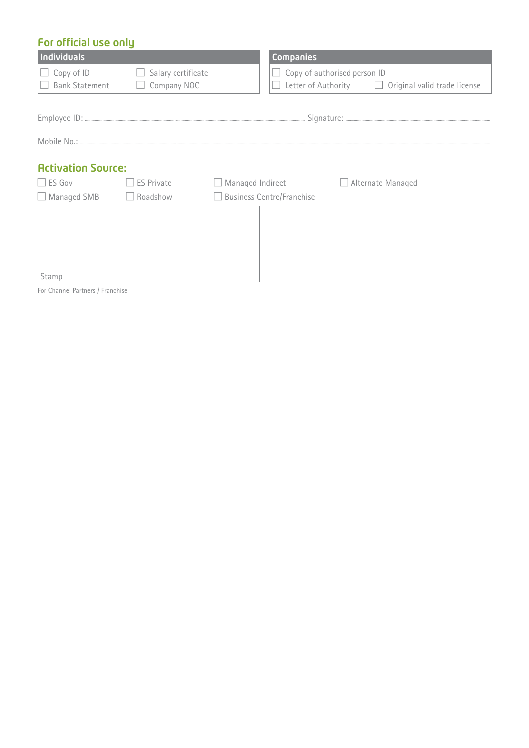## For official use only

| Individuals | |
|---|---|
| ☐ Copy of ID | ☐ Salary certificate |
| ☐ Bank Statement | ☐ Company NOC |

| Companies | |
|---|---|
| ☐ Copy of authorised person ID | |
| ☐ Letter of Authority | ☐ Original valid trade license |

Employee ID: ........................................ Signature: ........................................

Mobile No.: ........................................

## Activation Source:

| | | | |
|---|---|---|---|
| ☐ ES Gov | ☐ ES Private | ☐ Managed Indirect | ☐ Alternate Managed |
| ☐ Managed SMB | ☐ Roadshow | ☐ Business Centre/Franchise | |

Stamp

For Channel Partners / Franchise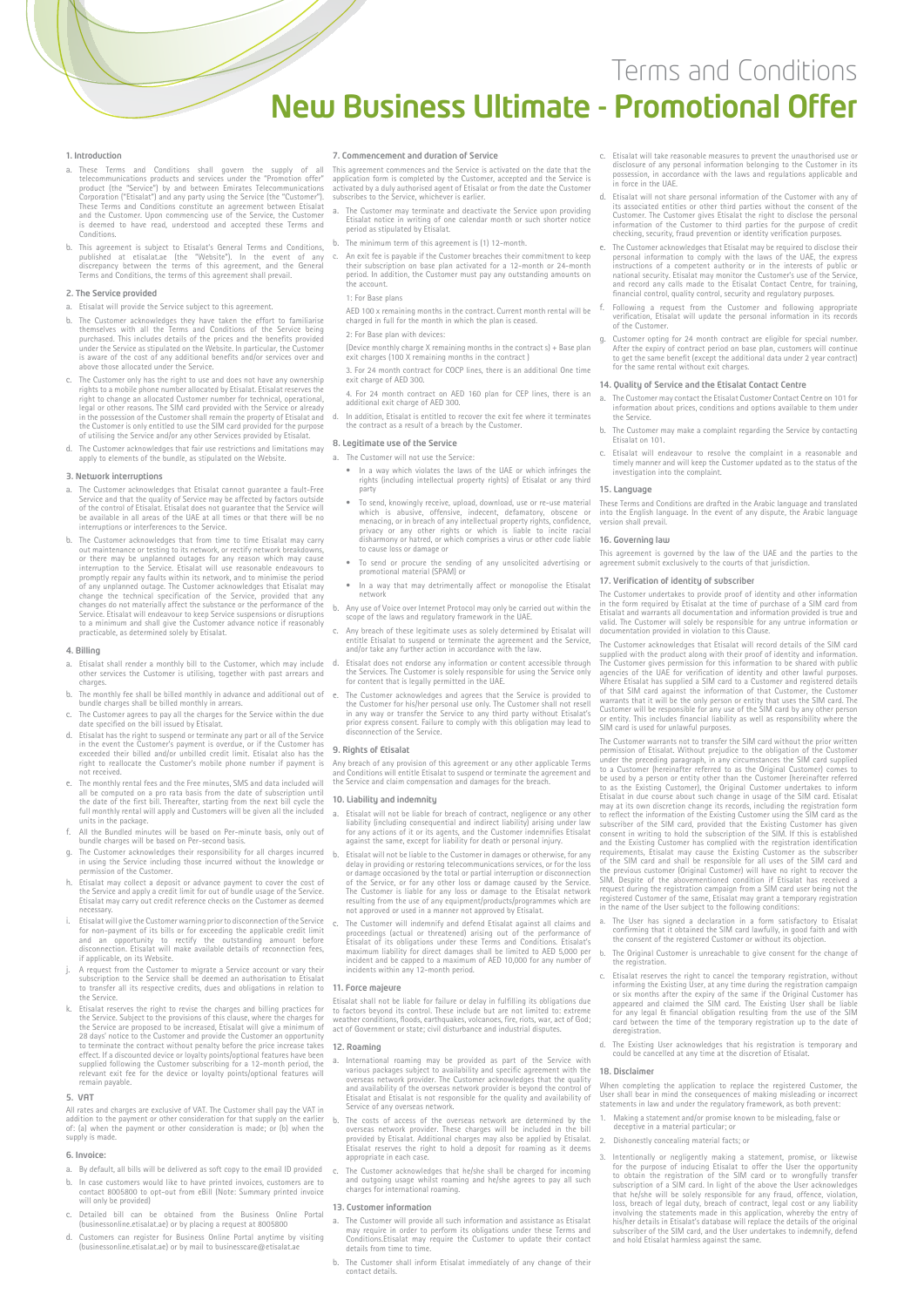# Terms and Conditions

# New Business Ultimate - Promotional Offer

## 1. Introduction

a. These Terms and Conditions shall govern the supply of all telecommunications products and services under the "Promotion offer" product (the "Service") by and between Emirates Telecommunications Corporation ("Etisalat") and any party using the Service (the "Customer"). These Terms and Conditions constitute an agreement between Etisalat and the Customer. Upon commencing use of the Service, the Customer is deemed to have read, understood and accepted these Terms and Conditions.

b. This agreement is subject to Etisalat's General Terms and Conditions, published at etisalat.ae (the "Website"). In the event of any discrepancy between the terms of this agreement, and the General Terms and Conditions, the terms of this agreement shall prevail.

## 2. The Service provided

a. Etisalat will provide the Service subject to this agreement.

b. The Customer acknowledges they have taken the effort to familiarise themselves with all the Terms and Conditions of the Service being purchased. This includes details of the prices and the benefits provided under the Service as stipulated on the Website. In particular, the Customer is aware of the cost of any additional benefits and/or services over and above those allocated under the Service.

c. The Customer only has the right to use and does not have any ownership rights to a mobile phone number allocated by Etisalat. Etisalat reserves the right to change an allocated Customer number for technical, operational, legal or other reasons. The SIM card provided with the Service or already in the possession of the Customer shall remain the property of Etisalat and the Customer is only entitled to use the SIM card provided for the purpose of utilising the Service and/or any other Services provided by Etisalat.

d. The Customer acknowledges that fair use restrictions and limitations may apply to elements of the bundle, as stipulated on the Website.

## 3. Network interruptions

a. The Customer acknowledges that Etisalat cannot guarantee a fault-Free Service and that the quality of Service may be affected by factors outside of the control of Etisalat. Etisalat does not guarantee that the Service will be available in all areas of the UAE at all times or that there will be no interruptions or interferences to the Service.

b. The Customer acknowledges that from time to time Etisalat may carry out maintenance or testing to its network, or rectify network breakdowns, or there may be unplanned outages for any reason which may cause interruption to the Service. Etisalat will use reasonable endeavours to promptly repair any faults within its network, and to minimise the period of any unplanned outage. The Customer acknowledges that Etisalat may change the technical specification of the Service, provided that any changes do not materially affect the substance or the performance of the Service. Etisalat will endeavour to keep Service suspensions or disruptions to a minimum and shall give the Customer advance notice if reasonably practicable, as determined solely by Etisalat.

## 4. Billing

a. Etisalat shall render a monthly bill to the Customer, which may include other services the Customer is utilising, together with past arrears and charges.

b. The monthly fee shall be billed monthly in advance and additional out of bundle charges shall be billed monthly in arrears.

c. The Customer agrees to pay all the charges for the Service within the due date specified on the bill issued by Etisalat.

d. Etisalat has the right to suspend or terminate any part or all of the Service in the event the Customer's payment is overdue, or if the Customer has exceeded their billed and/or unbilled credit limit. Etisalat also has the right to reallocate the Customer's mobile phone number if payment is not received.

e. The monthly rental fees and the Free minutes, SMS and data included will all be computed on a pro rata basis from the date of subscription until the date of the first bill. Thereafter, starting from the next bill cycle the full monthly rental will apply and Customers will be given all the included units in the package.

f. All the Bundled minutes will be based on Per-minute basis, only out of bundle charges will be based on Per-second basis.

g. The Customer acknowledges their responsibility for all charges incurred in using the Service including those incurred without the knowledge or permission of the Customer.

h. Etisalat may collect a deposit or advance payment to cover the cost of the Service and apply a credit limit for out of bundle usage of the Service. Etisalat may carry out credit reference checks on the Customer as deemed necessary.

i. Etisalat will give the Customer warning prior to disconnection of the Service for non-payment of its bills or for exceeding the applicable credit limit and an opportunity to rectify the outstanding amount before disconnection. Etisalat will make available details of reconnection fees, if applicable, on its Website.

j. A request from the Customer to migrate a Service account or vary their subscription to the Service shall be deemed an authorisation to Etisalat to transfer all its respective credits, dues and obligations in relation to the Service.

k. Etisalat reserves the right to revise the charges and billing practices for the Service. Subject to the provisions of this clause, where the charges for the Service are proposed to be increased, Etisalat will give a minimum of 28 days' notice to the Customer and provide the Customer an opportunity to terminate the contract without penalty before the price increase takes effect. If a discounted device or loyalty points/optional features have been supplied following the Customer subscribing for a 12-month period, the relevant exit fee for the device or loyalty points/optional features will remain payable.

## 5. VAT

All rates and charges are exclusive of VAT. The Customer shall pay the VAT in addition to the payment or other consideration for that supply on the earlier of: (a) when the payment or other consideration is made; or (b) when the supply is made.

## 6. Invoice:

a. By default, all bills will be delivered as soft copy to the email ID provided

b. In case customers would like to have printed invoices, customers are to contact 8005800 to opt-out from eBill (Note: Summary printed invoice will only be provided)

c. Detailed bill can be obtained from the Business Online Portal (businessonline.etisalat.ae) or by placing a request at 8005800

d. Customers can register for Business Online Portal anytime by visiting (businessonline.etisalat.ae) or by mail to businesscare@etisalat.ae

## 7. Commencement and duration of Service

This agreement commences and the Service is activated on the date that the application form is completed by the Customer, accepted and the Service is activated by a duly authorised agent of Etisalat or from the date the Customer subscribes to the Service, whichever is earlier.

a. The Customer may terminate and deactivate the Service upon providing Etisalat notice in writing of one calendar month or such shorter notice period as stipulated by Etisalat.

b. The minimum term of this agreement is (1) 12-month.

c. An exit fee is payable if the Customer breaches their commitment to keep their subscription on base plan activated for a 12-month or 24-month period. In addition, the Customer must pay any outstanding amounts on the account.

   1: For Base plans

   AED 100 x remaining months in the contract. Current month rental will be charged in full for the month in which the plan is ceased.

   2: For Base plan with devices:

   (Device monthly charge X remaining months in the contract s) + Base plan exit charges (100 X remaining months in the contract )

   3. For 24 month contract for COCP lines, there is an additional One time exit charge of AED 300.

   4. For 24 month contract on AED 160 plan for CEP lines, there is an additional exit charge of AED 300.

d. In addition, Etisalat is entitled to recover the exit fee where it terminates the contract as a result of a breach by the Customer.

## 8. Legitimate use of the Service

a. The Customer will not use the Service:

   - In a way which violates the laws of the UAE or which infringes the rights (including intellectual property rights) of Etisalat or any third party
   - To send, knowingly receive, upload, download, use or re-use material which is abusive, offensive, indecent, defamatory, obscene or menacing, or in breach of any intellectual property rights, confidence, privacy or any other rights or which is liable to incite racial disharmony or hatred, or which comprises a virus or other code liable to cause loss or damage or
   - To send or procure the sending of any unsolicited advertising or promotional material (SPAM) or
   - In a way that may detrimentally affect or monopolise the Etisalat network

b. Any use of Voice over Internet Protocol may only be carried out within the scope of the laws and regulatory framework in the UAE.

c. Any breach of these legitimate uses as solely determined by Etisalat will entitle Etisalat to suspend or terminate the agreement and the Service, and/or take any further action in accordance with the law.

d. Etisalat does not endorse any information or content accessible through the Services. The Customer is solely responsible for using the Service only for content that is legally permitted in the UAE.

e. The Customer acknowledges and agrees that the Service is provided to the Customer for his/her personal use only. The Customer shall not resell in any way or transfer the Service to any third party without Etisalat's prior express consent. Failure to comply with this obligation may lead to disconnection of the Service.

## 9. Rights of Etisalat

Any breach of any provision of this agreement or any other applicable Terms and Conditions will entitle Etisalat to suspend or terminate the agreement and the Service and claim compensation and damages for the breach.

## 10. Liability and indemnity

a. Etisalat will not be liable for breach of contract, negligence or any other liability (including consequential and indirect liability) arising under law for any actions of it or its agents, and the Customer indemnifies Etisalat against the same, except for liability for death or personal injury.

b. Etisalat will not be liable to the Customer in damages or otherwise, for any delay in providing or restoring telecommunications services, or for the loss or damage occasioned by the total or partial interruption or disconnection of the Service, or for any other loss or damage caused by the Service. The Customer is liable for any loss or damage to the Etisalat network resulting from the use of any equipment/products/programmes which are not approved or used in a manner not approved by Etisalat.

c. The Customer will indemnify and defend Etisalat against all claims and proceedings (actual or threatened) arising out of the performance of Etisalat of its obligations under these Terms and Conditions. Etisalat's maximum liability for direct damages shall be limited to AED 5,000 per incident and be capped to a maximum of AED 10,000 for any number of incidents within any 12-month period.

## 11. Force majeure

Etisalat shall not be liable for failure or delay in fulfilling its obligations due to factors beyond its control. These include but are not limited to: extreme weather conditions, floods, earthquakes, volcanoes, fire, riots, war, act of God; act of Government or state; civil disturbance and industrial disputes.

## 12. Roaming

a. International roaming may be provided as part of the Service with various packages subject to availability and specific agreement with the overseas network provider. The Customer acknowledges that the quality and availability of the overseas network provider is beyond the control of Etisalat and Etisalat is not responsible for the quality and availability of Service of any overseas network.

b. The costs of access of the overseas network are determined by the overseas network provider. These charges will be included in the bill provided by Etisalat. Additional charges may also be applied by Etisalat. Etisalat reserves the right to hold a deposit for roaming as it deems appropriate in each case.

c. The Customer acknowledges that he/she shall be charged for incoming and outgoing usage whilst roaming and he/she agrees to pay all such charges for international roaming.

## 13. Customer information

a. The Customer will provide all such information and assistance as Etisalat may require in order to perform its obligations under these Terms and Conditions.Etisalat may require the Customer to update their contact details from time to time.

b. The Customer shall inform Etisalat immediately of any change of their contact details.

c. Etisalat will take reasonable measures to prevent the unauthorised use or disclosure of any personal information belonging to the Customer in its possession, in accordance with the laws and regulations applicable and in force in the UAE.

d. Etisalat will not share personal information of the Customer with any of its associated entities or other third parties without the consent of the Customer. The Customer gives Etisalat the right to disclose the personal information of the Customer to third parties for the purpose of credit checking, security, fraud prevention or identity verification purposes.

e. The Customer acknowledges that Etisalat may be required to disclose their personal information to comply with the laws of the UAE, the express instructions of a competent authority or in the interests of public or national security. Etisalat may monitor the Customer's use of the Service, and record any calls made to the Etisalat Contact Centre, for training, financial control, quality control, security and regulatory purposes.

f. Following a request from the Customer and following appropriate verification, Etisalat will update the personal information in its records of the Customer.

g. Customer opting for 24 month contract are eligible for special number. After the expiry of contract period on base plan, customers will continue to get the same benefit (except the additional data under 2 year contract) for the same rental without exit charges.

## 14. Quality of Service and the Etisalat Contact Centre

a. The Customer may contact the Etisalat Customer Contact Centre on 101 for information about prices, conditions and options available to them under the Service.

b. The Customer may make a complaint regarding the Service by contacting Etisalat on 101.

c. Etisalat will endeavour to resolve the complaint in a reasonable and timely manner and will keep the Customer updated as to the status of the investigation into the complaint.

## 15. Language

These Terms and Conditions are drafted in the Arabic language and translated into the English language. In the event of any dispute, the Arabic language version shall prevail.

## 16. Governing law

This agreement is governed by the law of the UAE and the parties to the agreement submit exclusively to the courts of that jurisdiction.

## 17. Verification of identity of subscriber

The Customer undertakes to provide proof of identity and other information in the form required by Etisalat at the time of purchase of a SIM card from Etisalat and warrants all documentation and information provided is true and valid. The Customer will solely be responsible for any untrue information or documentation provided in violation to this Clause.

The Customer acknowledges that Etisalat will record details of the SIM card supplied with the product along with their proof of identity and information. The Customer gives permission for this information to be shared with public agencies of the UAE for verification of identity and other lawful purposes. Where Etisalat has supplied a SIM card to a Customer and registered details of that SIM card against the information of that Customer, the Customer warrants that it will be the only person or entity that uses the SIM card. The Customer will be responsible for any use of the SIM card by any other person or entity. This includes financial liability as well as responsibility where the SIM card is used for unlawful purposes.

The Customer warrants not to transfer the SIM card without the prior written permission of Etisalat. Without prejudice to the obligation of the Customer under the preceding paragraph, in any circumstances the SIM card supplied to a Customer (hereinafter referred to as the Original Customer) comes to be used by a person or entity other than the Customer (hereinafter referred to as the Existing Customer), the Original Customer undertakes to inform Etisalat in due course about such change in usage of the SIM card. Etisalat may at its own discretion change its records, including the registration form to reflect the information of the Existing Customer using the SIM card as the subscriber of the SIM card, provided that the Existing Customer has given consent in writing to hold the subscription of the SIM. If this is established and the Existing Customer has complied with the registration identification requirements, Etisalat may cause the Existing Customer as the subscriber of the SIM card and shall be responsible for all uses of the SIM card and the previous customer (Original Customer) will have no right to recover the SIM. Despite of the abovementioned condition if Etisalat has received a request during the registration campaign from a SIM card user being not the registered Customer of the same, Etisalat may grant a temporary registration in the name of the User subject to the following conditions:

a. The User has signed a declaration in a form satisfactory to Etisalat confirming that it obtained the SIM card lawfully, in good faith and with the consent of the registered Customer or without its objection.

b. The Original Customer is unreachable to give consent for the change of the registration.

c. Etisalat reserves the right to cancel the temporary registration, without informing the Existing User, at any time during the registration campaign or six months after the expiry of the same if the Original Customer has appeared and claimed the SIM card. The Existing User shall be liable for any legal & financial obligation resulting from the use of the SIM card between the time of the temporary registration up to the date of deregistration.

d. The Existing User acknowledges that his registration is temporary and could be cancelled at any time at the discretion of Etisalat.

## 18. Disclaimer

When completing the application to replace the registered Customer, the User shall bear in mind the consequences of making misleading or incorrect statements in law and under the regulatory framework, as both prevent:

1. Making a statement and/or promise known to be misleading, false or deceptive in a material particular; or
2. Dishonestly concealing material facts; or
3. Intentionally or negligently making a statement, promise, or likewise for the purpose of inducing Etisalat to offer the User the opportunity to obtain the registration of the SIM card or to wrongfully transfer subscription of a SIM card. In light of the above the User acknowledges that he/she will be solely responsible for any fraud, offence, violation, loss, breach of legal duty, breach of contract, legal cost or any liability involving the statements made in this application, whereby the entry of his/her details in Etisalat's database will replace the details of the original subscriber of the SIM card, and the User undertakes to indemnify, defend and hold Etisalat harmless against the same.